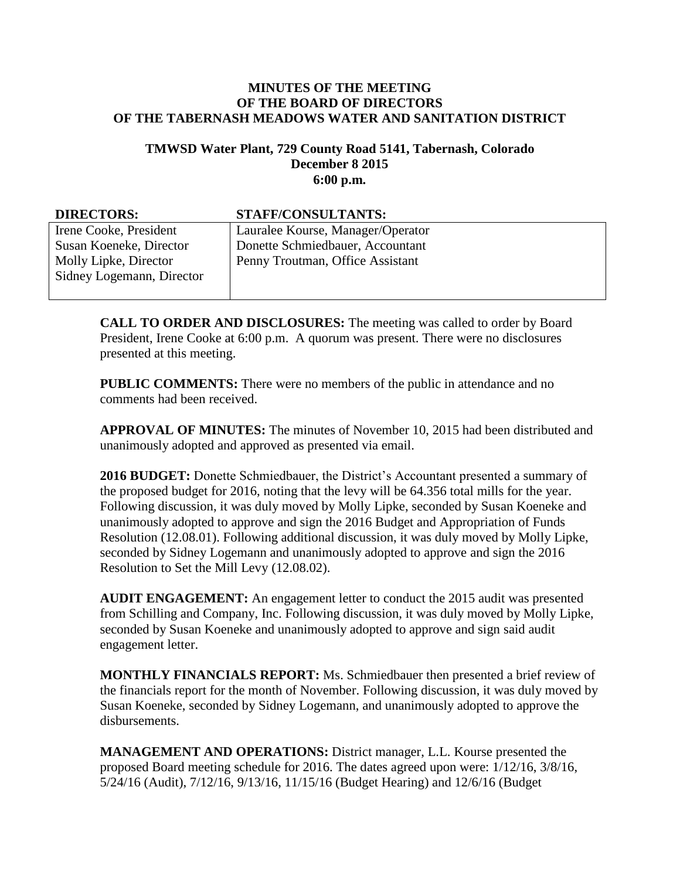**MINUTES OF THE MEETING**
**OF THE BOARD OF DIRECTORS**
**OF THE TABERNASH MEADOWS WATER AND SANITATION DISTRICT**

**TMWSD Water Plant, 729 County Road 5141, Tabernash, Colorado**
**December 8 2015**
**6:00 p.m.**

| **DIRECTORS:** | **STAFF/CONSULTANTS:** |
|---|---|
| Irene Cooke, President<br>Susan Koeneke, Director<br>Molly Lipke, Director<br>Sidney Logemann, Director | Lauralee Kourse, Manager/Operator<br>Donette Schmiedbauer, Accountant<br>Penny Troutman, Office Assistant |

**CALL TO ORDER AND DISCLOSURES:** The meeting was called to order by Board President, Irene Cooke at 6:00 p.m. A quorum was present. There were no disclosures presented at this meeting.

**PUBLIC COMMENTS:** There were no members of the public in attendance and no comments had been received.

**APPROVAL OF MINUTES:** The minutes of November 10, 2015 had been distributed and unanimously adopted and approved as presented via email.

**2016 BUDGET:** Donette Schmiedbauer, the District's Accountant presented a summary of the proposed budget for 2016, noting that the levy will be 64.356 total mills for the year. Following discussion, it was duly moved by Molly Lipke, seconded by Susan Koeneke and unanimously adopted to approve and sign the 2016 Budget and Appropriation of Funds Resolution (12.08.01). Following additional discussion, it was duly moved by Molly Lipke, seconded by Sidney Logemann and unanimously adopted to approve and sign the 2016 Resolution to Set the Mill Levy (12.08.02).

**AUDIT ENGAGEMENT:** An engagement letter to conduct the 2015 audit was presented from Schilling and Company, Inc. Following discussion, it was duly moved by Molly Lipke, seconded by Susan Koeneke and unanimously adopted to approve and sign said audit engagement letter.

**MONTHLY FINANCIALS REPORT:** Ms. Schmiedbauer then presented a brief review of the financials report for the month of November. Following discussion, it was duly moved by Susan Koeneke, seconded by Sidney Logemann, and unanimously adopted to approve the disbursements.

**MANAGEMENT AND OPERATIONS:** District manager, L.L. Kourse presented the proposed Board meeting schedule for 2016. The dates agreed upon were: 1/12/16, 3/8/16, 5/24/16 (Audit), 7/12/16, 9/13/16, 11/15/16 (Budget Hearing) and 12/6/16 (Budget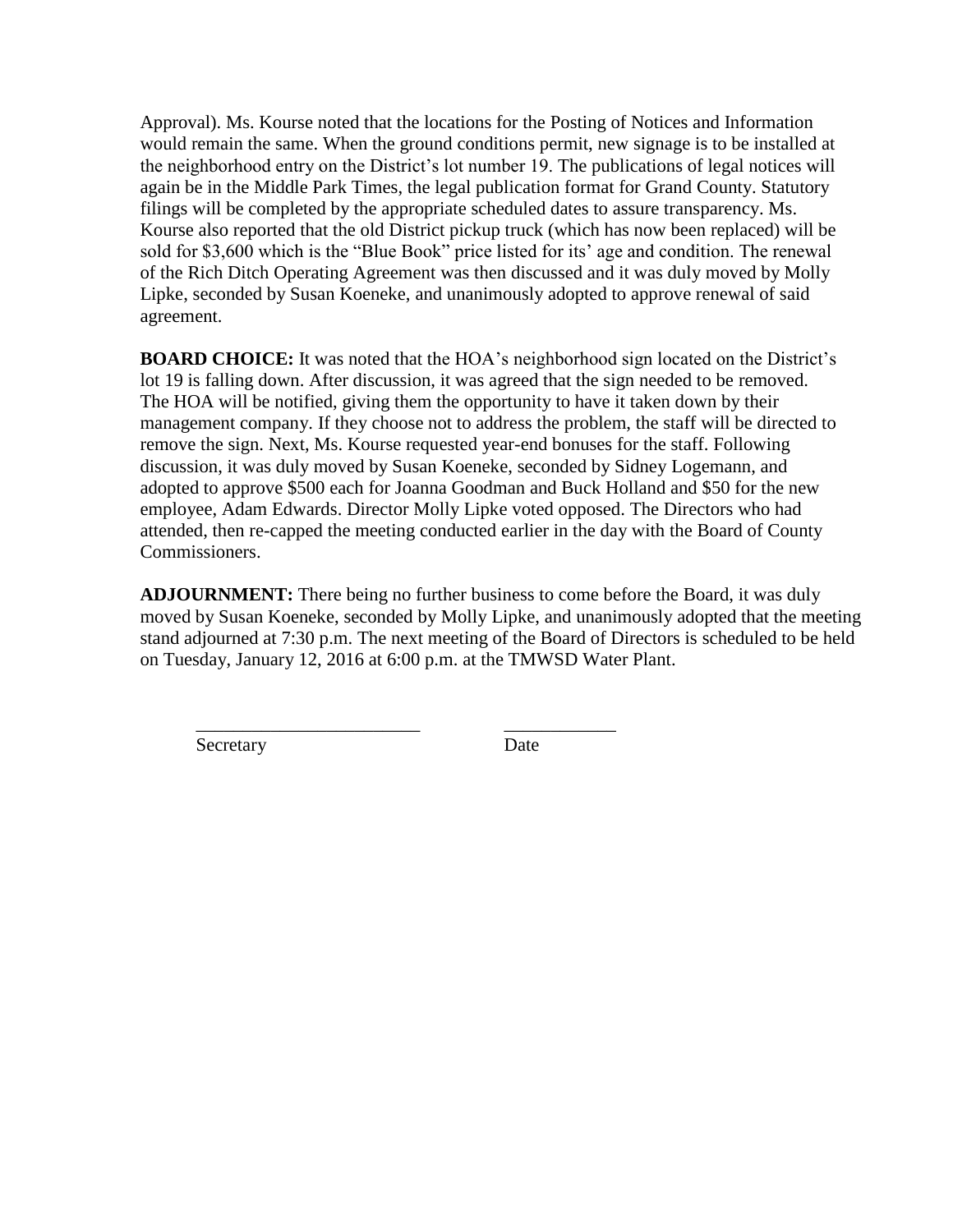Approval). Ms. Kourse noted that the locations for the Posting of Notices and Information would remain the same. When the ground conditions permit, new signage is to be installed at the neighborhood entry on the District's lot number 19. The publications of legal notices will again be in the Middle Park Times, the legal publication format for Grand County. Statutory filings will be completed by the appropriate scheduled dates to assure transparency. Ms. Kourse also reported that the old District pickup truck (which has now been replaced) will be sold for $3,600 which is the "Blue Book" price listed for its' age and condition. The renewal of the Rich Ditch Operating Agreement was then discussed and it was duly moved by Molly Lipke, seconded by Susan Koeneke, and unanimously adopted to approve renewal of said agreement.

**BOARD CHOICE:** It was noted that the HOA's neighborhood sign located on the District's lot 19 is falling down. After discussion, it was agreed that the sign needed to be removed. The HOA will be notified, giving them the opportunity to have it taken down by their management company. If they choose not to address the problem, the staff will be directed to remove the sign. Next, Ms. Kourse requested year-end bonuses for the staff. Following discussion, it was duly moved by Susan Koeneke, seconded by Sidney Logemann, and adopted to approve $500 each for Joanna Goodman and Buck Holland and $50 for the new employee, Adam Edwards. Director Molly Lipke voted opposed. The Directors who had attended, then re-capped the meeting conducted earlier in the day with the Board of County Commissioners.

**ADJOURNMENT:** There being no further business to come before the Board, it was duly moved by Susan Koeneke, seconded by Molly Lipke, and unanimously adopted that the meeting stand adjourned at 7:30 p.m. The next meeting of the Board of Directors is scheduled to be held on Tuesday, January 12, 2016 at 6:00 p.m. at the TMWSD Water Plant.

________________________ ____________

Secretary Date